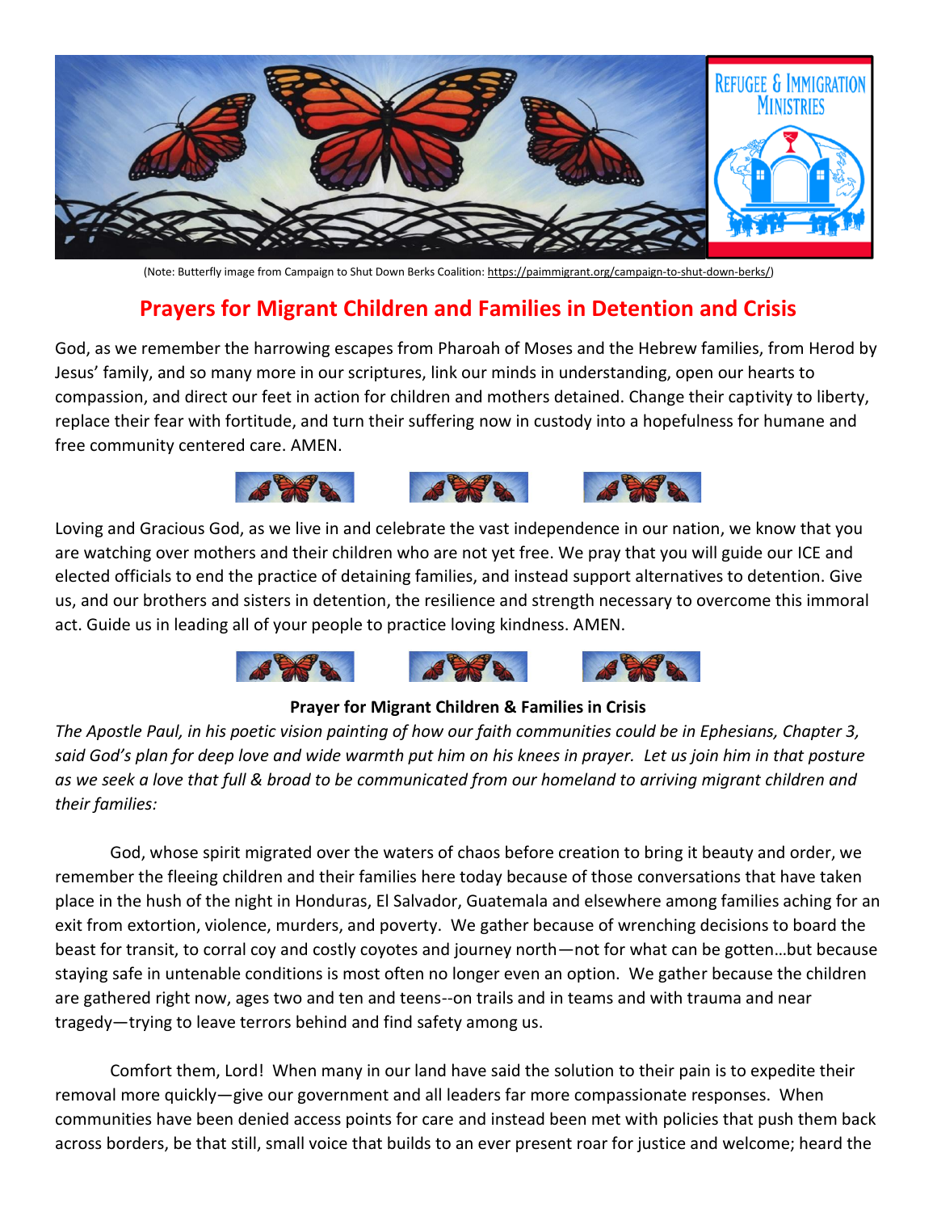REFUGEE & IMMIGRATION MINISTRIES

(Note: Butterfly image from Campaign to Shut Down Berks Coalition: https://paimmigrant.org/campaign-to-shut-down-berks/)

# Prayers for Migrant Children and Families in Detention and Crisis

God, as we remember the harrowing escapes from Pharoah of Moses and the Hebrew families, from Herod by Jesus' family, and so many more in our scriptures, link our minds in understanding, open our hearts to compassion, and direct our feet in action for children and mothers detained. Change their captivity to liberty, replace their fear with fortitude, and turn their suffering now in custody into a hopefulness for humane and free community centered care. AMEN.

Loving and Gracious God, as we live in and celebrate the vast independence in our nation, we know that you are watching over mothers and their children who are not yet free. We pray that you will guide our ICE and elected officials to end the practice of detaining families, and instead support alternatives to detention. Give us, and our brothers and sisters in detention, the resilience and strength necessary to overcome this immoral act. Guide us in leading all of your people to practice loving kindness. AMEN.

**Prayer for Migrant Children & Families in Crisis**

*The Apostle Paul, in his poetic vision painting of how our faith communities could be in Ephesians, Chapter 3, said God's plan for deep love and wide warmth put him on his knees in prayer. Let us join him in that posture as we seek a love that full & broad to be communicated from our homeland to arriving migrant children and their families:*

God, whose spirit migrated over the waters of chaos before creation to bring it beauty and order, we remember the fleeing children and their families here today because of those conversations that have taken place in the hush of the night in Honduras, El Salvador, Guatemala and elsewhere among families aching for an exit from extortion, violence, murders, and poverty. We gather because of wrenching decisions to board the beast for transit, to corral coy and costly coyotes and journey north—not for what can be gotten…but because staying safe in untenable conditions is most often no longer even an option. We gather because the children are gathered right now, ages two and ten and teens--on trails and in teams and with trauma and near tragedy—trying to leave terrors behind and find safety among us.

Comfort them, Lord! When many in our land have said the solution to their pain is to expedite their removal more quickly—give our government and all leaders far more compassionate responses. When communities have been denied access points for care and instead been met with policies that push them back across borders, be that still, small voice that builds to an ever present roar for justice and welcome; heard the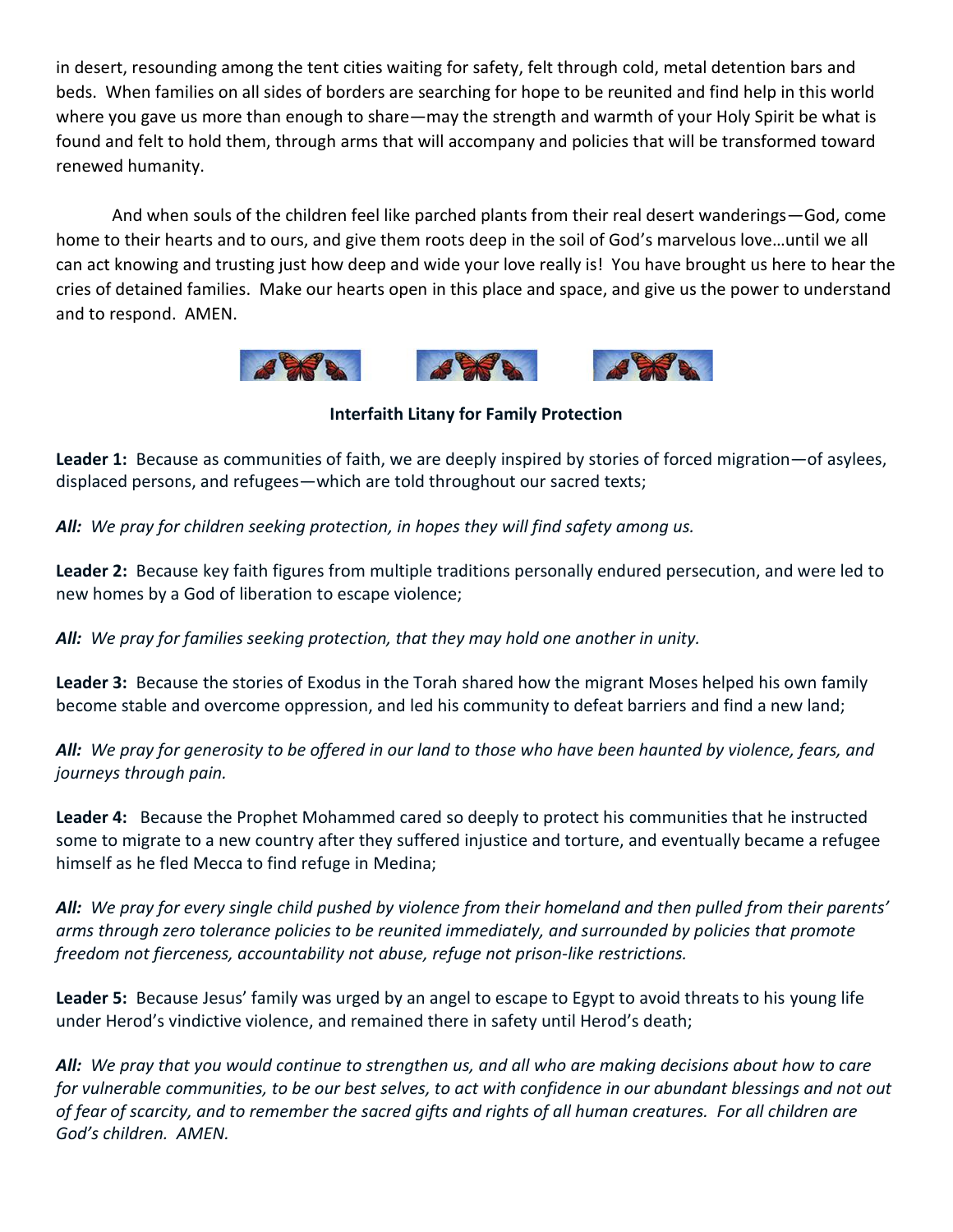in desert, resounding among the tent cities waiting for safety, felt through cold, metal detention bars and beds. When families on all sides of borders are searching for hope to be reunited and find help in this world where you gave us more than enough to share—may the strength and warmth of your Holy Spirit be what is found and felt to hold them, through arms that will accompany and policies that will be transformed toward renewed humanity.

And when souls of the children feel like parched plants from their real desert wanderings—God, come home to their hearts and to ours, and give them roots deep in the soil of God's marvelous love…until we all can act knowing and trusting just how deep and wide your love really is! You have brought us here to hear the cries of detained families. Make our hearts open in this place and space, and give us the power to understand and to respond. AMEN.

**Interfaith Litany for Family Protection**

**Leader 1:** Because as communities of faith, we are deeply inspired by stories of forced migration—of asylees, displaced persons, and refugees—which are told throughout our sacred texts;

***All:** We pray for children seeking protection, in hopes they will find safety among us.*

**Leader 2:** Because key faith figures from multiple traditions personally endured persecution, and were led to new homes by a God of liberation to escape violence;

***All:** We pray for families seeking protection, that they may hold one another in unity.*

**Leader 3:** Because the stories of Exodus in the Torah shared how the migrant Moses helped his own family become stable and overcome oppression, and led his community to defeat barriers and find a new land;

***All:** We pray for generosity to be offered in our land to those who have been haunted by violence, fears, and journeys through pain.*

**Leader 4:** Because the Prophet Mohammed cared so deeply to protect his communities that he instructed some to migrate to a new country after they suffered injustice and torture, and eventually became a refugee himself as he fled Mecca to find refuge in Medina;

***All:** We pray for every single child pushed by violence from their homeland and then pulled from their parents' arms through zero tolerance policies to be reunited immediately, and surrounded by policies that promote freedom not fierceness, accountability not abuse, refuge not prison-like restrictions.*

**Leader 5:** Because Jesus' family was urged by an angel to escape to Egypt to avoid threats to his young life under Herod's vindictive violence, and remained there in safety until Herod's death;

***All:** We pray that you would continue to strengthen us, and all who are making decisions about how to care for vulnerable communities, to be our best selves, to act with confidence in our abundant blessings and not out of fear of scarcity, and to remember the sacred gifts and rights of all human creatures. For all children are God's children. AMEN.*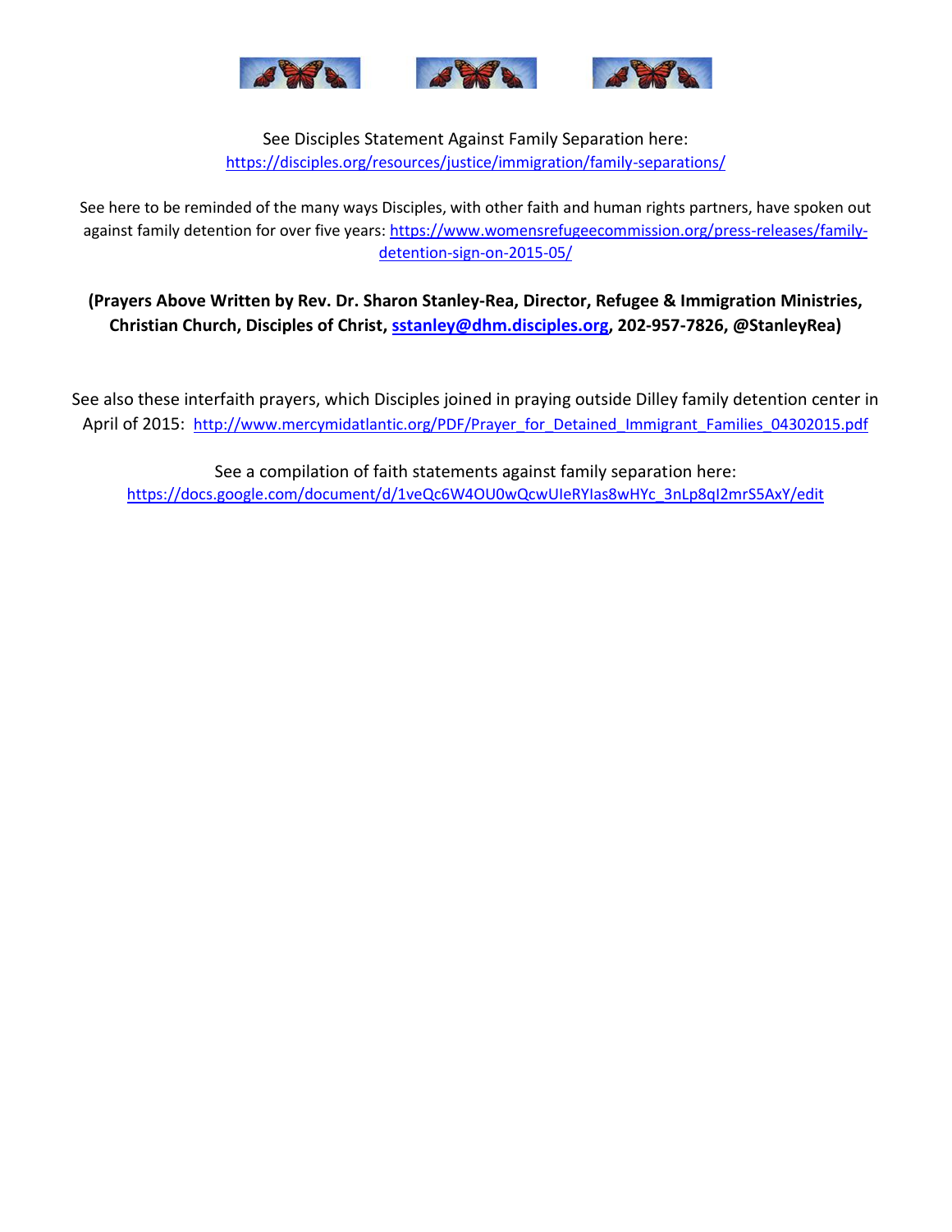See Disciples Statement Against Family Separation here:
https://disciples.org/resources/justice/immigration/family-separations/

See here to be reminded of the many ways Disciples, with other faith and human rights partners, have spoken out against family detention for over five years: https://www.womensrefugeecommission.org/press-releases/family-detention-sign-on-2015-05/

**(Prayers Above Written by Rev. Dr. Sharon Stanley-Rea, Director, Refugee & Immigration Ministries, Christian Church, Disciples of Christ, sstanley@dhm.disciples.org, 202-957-7826, @StanleyRea)**

See also these interfaith prayers, which Disciples joined in praying outside Dilley family detention center in April of 2015: http://www.mercymidatlantic.org/PDF/Prayer_for_Detained_Immigrant_Families_04302015.pdf

See a compilation of faith statements against family separation here:
https://docs.google.com/document/d/1veQc6W4OU0wQcwUIeRYIas8wHYc_3nLp8qI2mrS5AxY/edit